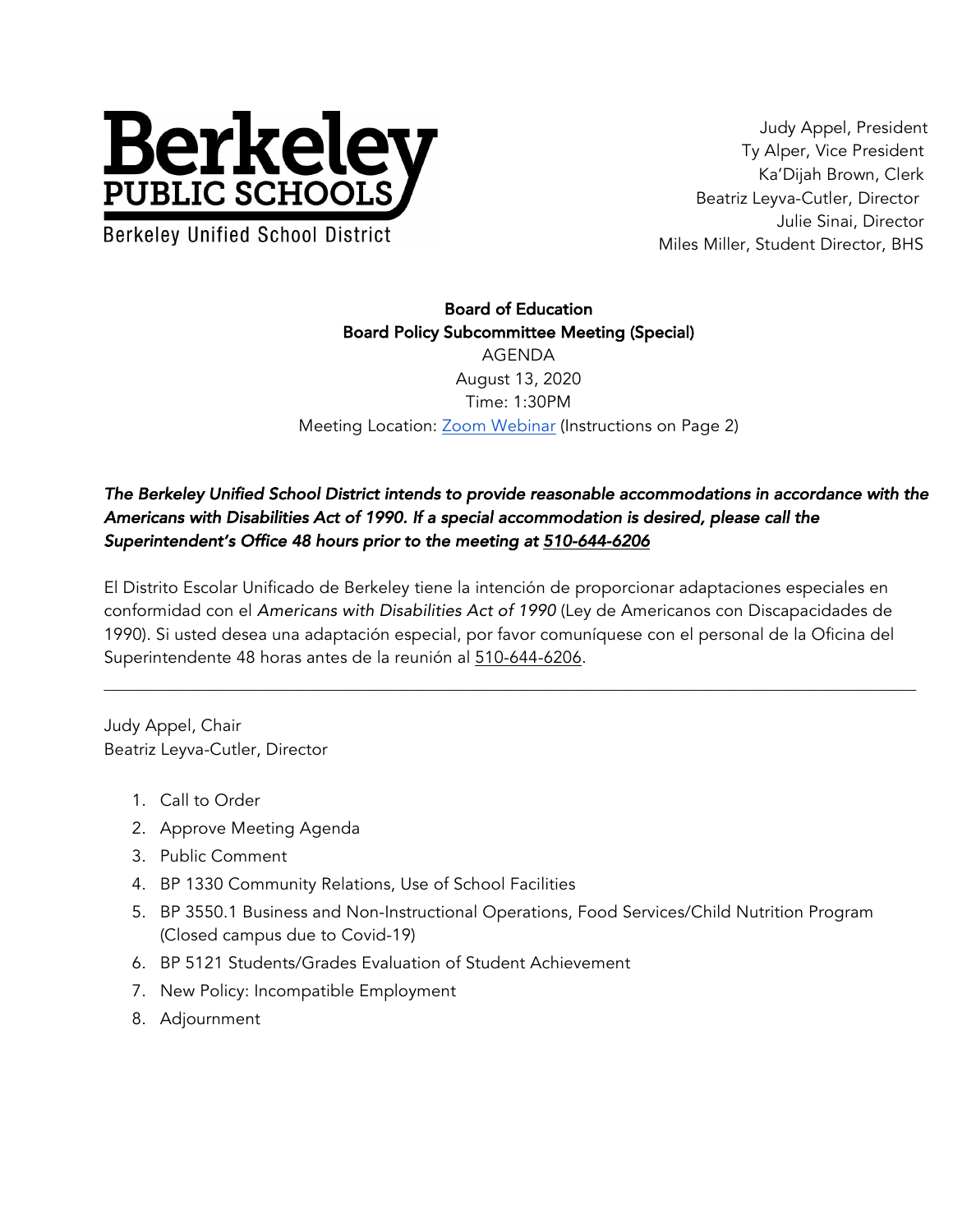Berkeley PUBLIC SCHOOLS
Berkeley Unified School District

Judy Appel, President
Ty Alper, Vice President
Ka'Dijah Brown, Clerk
Beatriz Leyva-Cutler, Director
Julie Sinai, Director
Miles Miller, Student Director, BHS

**Board of Education**
**Board Policy Subcommittee Meeting (Special)**
AGENDA
August 13, 2020
Time: 1:30PM
Meeting Location: Zoom Webinar (Instructions on Page 2)

***The Berkeley Unified School District intends to provide reasonable accommodations in accordance with the Americans with Disabilities Act of 1990. If a special accommodation is desired, please call the Superintendent's Office 48 hours prior to the meeting at 510-644-6206***

El Distrito Escolar Unificado de Berkeley tiene la intención de proporcionar adaptaciones especiales en conformidad con el *Americans with Disabilities Act of 1990* (Ley de Americanos con Discapacidades de 1990). Si usted desea una adaptación especial, por favor comuníquese con el personal de la Oficina del Superintendente 48 horas antes de la reunión al 510-644-6206.

---

Judy Appel, Chair
Beatriz Leyva-Cutler, Director

1. Call to Order
2. Approve Meeting Agenda
3. Public Comment
4. BP 1330 Community Relations, Use of School Facilities
5. BP 3550.1 Business and Non-Instructional Operations, Food Services/Child Nutrition Program (Closed campus due to Covid-19)
6. BP 5121 Students/Grades Evaluation of Student Achievement
7. New Policy: Incompatible Employment
8. Adjournment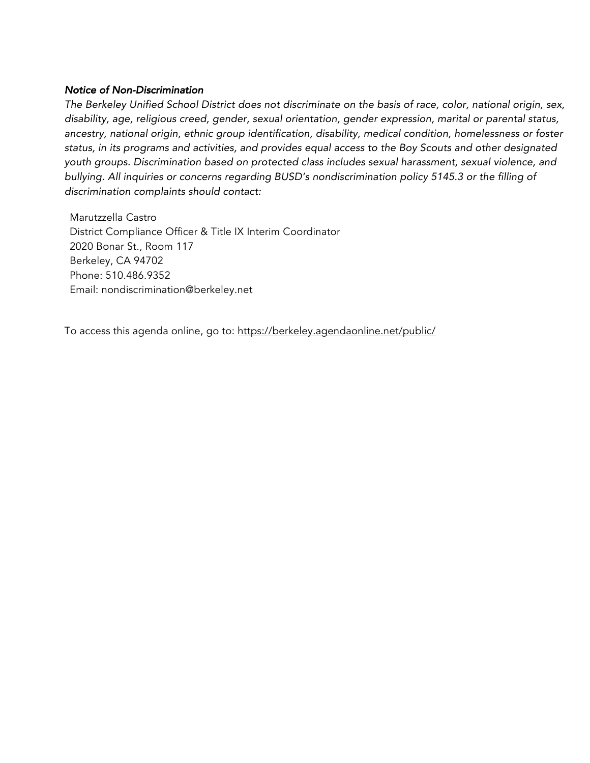***Notice of Non-Discrimination***

*The Berkeley Unified School District does not discriminate on the basis of race, color, national origin, sex, disability, age, religious creed, gender, sexual orientation, gender expression, marital or parental status, ancestry, national origin, ethnic group identification, disability, medical condition, homelessness or foster status, in its programs and activities, and provides equal access to the Boy Scouts and other designated youth groups. Discrimination based on protected class includes sexual harassment, sexual violence, and bullying. All inquiries or concerns regarding BUSD's nondiscrimination policy 5145.3 or the filling of discrimination complaints should contact:*

Marutzzella Castro
District Compliance Officer & Title IX Interim Coordinator
2020 Bonar St., Room 117
Berkeley, CA 94702
Phone: 510.486.9352
Email: nondiscrimination@berkeley.net

To access this agenda online, go to: [https://berkeley.agendaonline.net/public/](https://berkeley.agendaonline.net/public/)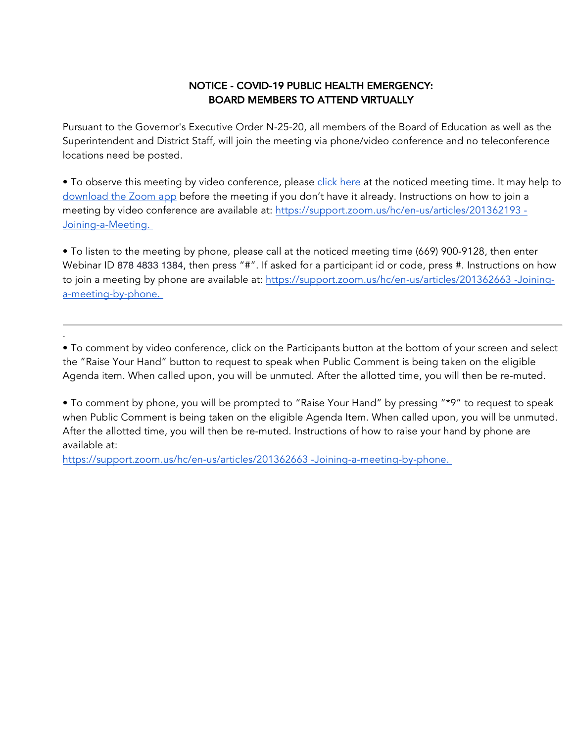**NOTICE - COVID-19 PUBLIC HEALTH EMERGENCY:**
**BOARD MEMBERS TO ATTEND VIRTUALLY**

Pursuant to the Governor's Executive Order N-25-20, all members of the Board of Education as well as the Superintendent and District Staff, will join the meeting via phone/video conference and no teleconference locations need be posted.

• To observe this meeting by video conference, please click here at the noticed meeting time. It may help to download the Zoom app before the meeting if you don't have it already. Instructions on how to join a meeting by video conference are available at: https://support.zoom.us/hc/en-us/articles/201362193 -Joining-a-Meeting.

• To listen to the meeting by phone, please call at the noticed meeting time (669) 900-9128, then enter Webinar ID 878 4833 1384, then press "#". If asked for a participant id or code, press #. Instructions on how to join a meeting by phone are available at: https://support.zoom.us/hc/en-us/articles/201362663 -Joining-a-meeting-by-phone.

---

.

• To comment by video conference, click on the Participants button at the bottom of your screen and select the "Raise Your Hand" button to request to speak when Public Comment is being taken on the eligible Agenda item. When called upon, you will be unmuted. After the allotted time, you will then be re-muted.

• To comment by phone, you will be prompted to "Raise Your Hand" by pressing "*9" to request to speak when Public Comment is being taken on the eligible Agenda Item. When called upon, you will be unmuted. After the allotted time, you will then be re-muted. Instructions of how to raise your hand by phone are available at:
https://support.zoom.us/hc/en-us/articles/201362663 -Joining-a-meeting-by-phone.